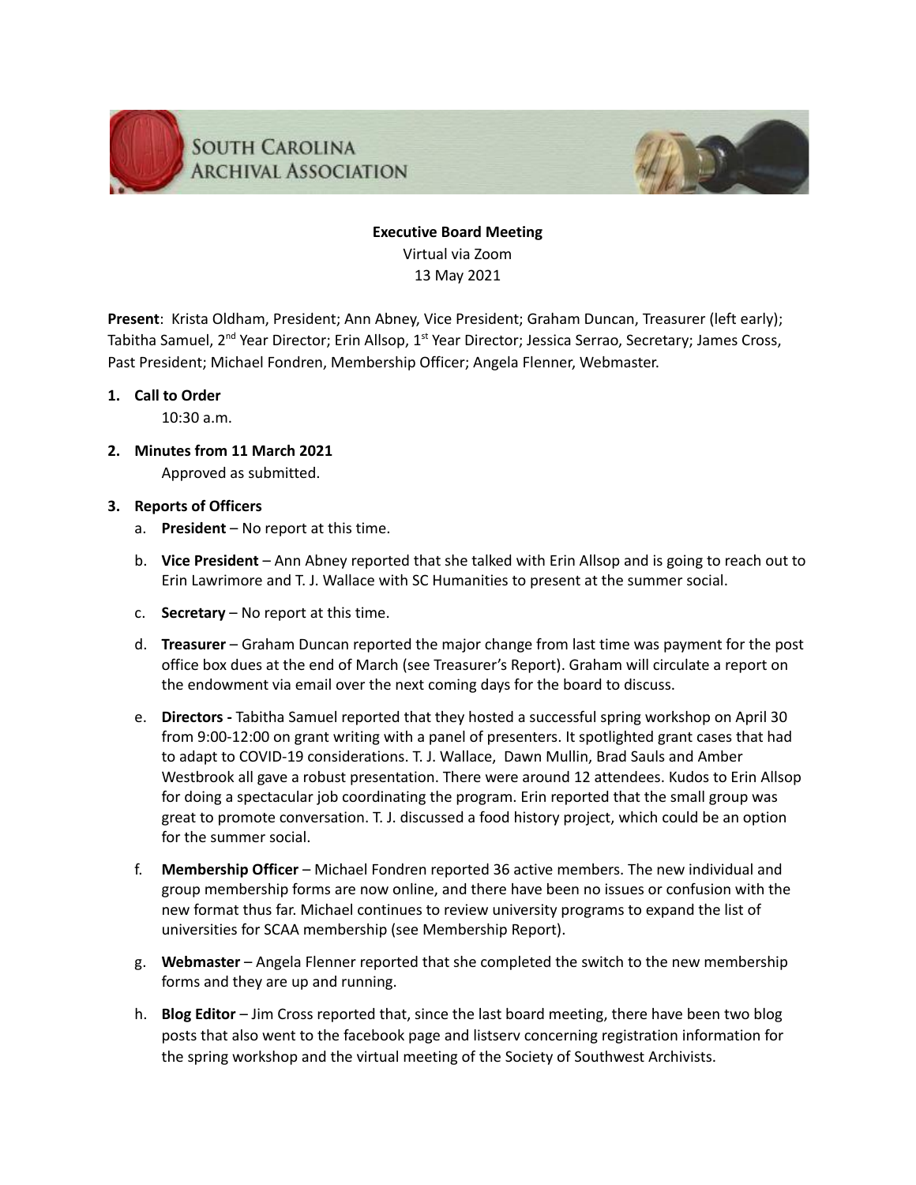# SOUTH CAROLINA ARCHIVAL ASSOCIATION

**Executive Board Meeting**
Virtual via Zoom
13 May 2021

**Present**: Krista Oldham, President; Ann Abney, Vice President; Graham Duncan, Treasurer (left early); Tabitha Samuel, 2nd Year Director; Erin Allsop, 1st Year Director; Jessica Serrao, Secretary; James Cross, Past President; Michael Fondren, Membership Officer; Angela Flenner, Webmaster.

1. **Call to Order**
   10:30 a.m.

2. **Minutes from 11 March 2021**
   Approved as submitted.

3. **Reports of Officers**
   a. **President** – No report at this time.

   b. **Vice President** – Ann Abney reported that she talked with Erin Allsop and is going to reach out to Erin Lawrimore and T. J. Wallace with SC Humanities to present at the summer social.

   c. **Secretary** – No report at this time.

   d. **Treasurer** – Graham Duncan reported the major change from last time was payment for the post office box dues at the end of March (see Treasurer's Report). Graham will circulate a report on the endowment via email over the next coming days for the board to discuss.

   e. **Directors -** Tabitha Samuel reported that they hosted a successful spring workshop on April 30 from 9:00-12:00 on grant writing with a panel of presenters. It spotlighted grant cases that had to adapt to COVID-19 considerations. T. J. Wallace, Dawn Mullin, Brad Sauls and Amber Westbrook all gave a robust presentation. There were around 12 attendees. Kudos to Erin Allsop for doing a spectacular job coordinating the program. Erin reported that the small group was great to promote conversation. T. J. discussed a food history project, which could be an option for the summer social.

   f. **Membership Officer** – Michael Fondren reported 36 active members. The new individual and group membership forms are now online, and there have been no issues or confusion with the new format thus far. Michael continues to review university programs to expand the list of universities for SCAA membership (see Membership Report).

   g. **Webmaster** – Angela Flenner reported that she completed the switch to the new membership forms and they are up and running.

   h. **Blog Editor** – Jim Cross reported that, since the last board meeting, there have been two blog posts that also went to the facebook page and listserv concerning registration information for the spring workshop and the virtual meeting of the Society of Southwest Archivists.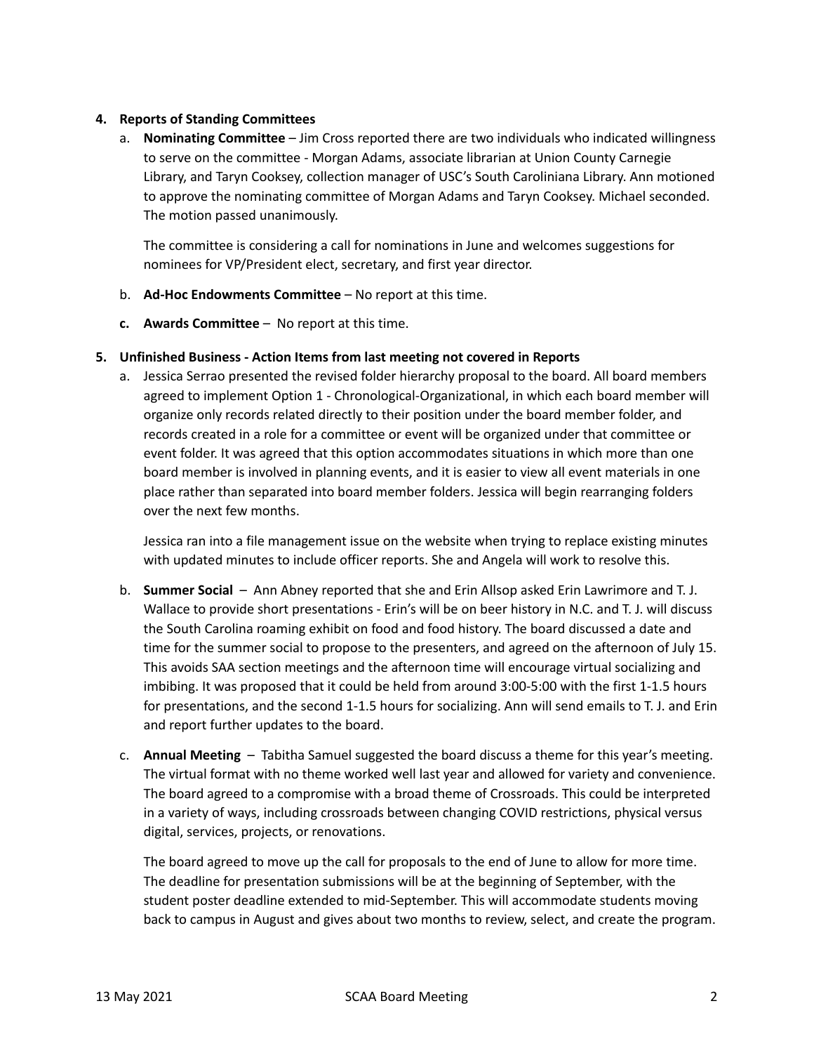4. **Reports of Standing Committees**

   a. **Nominating Committee** – Jim Cross reported there are two individuals who indicated willingness to serve on the committee - Morgan Adams, associate librarian at Union County Carnegie Library, and Taryn Cooksey, collection manager of USC's South Caroliniana Library. Ann motioned to approve the nominating committee of Morgan Adams and Taryn Cooksey. Michael seconded. The motion passed unanimously.

      The committee is considering a call for nominations in June and welcomes suggestions for nominees for VP/President elect, secretary, and first year director.

   b. **Ad-Hoc Endowments Committee** – No report at this time.

   c. **Awards Committee** – No report at this time.

5. **Unfinished Business - Action Items from last meeting not covered in Reports**

   a. Jessica Serrao presented the revised folder hierarchy proposal to the board. All board members agreed to implement Option 1 - Chronological-Organizational, in which each board member will organize only records related directly to their position under the board member folder, and records created in a role for a committee or event will be organized under that committee or event folder. It was agreed that this option accommodates situations in which more than one board member is involved in planning events, and it is easier to view all event materials in one place rather than separated into board member folders. Jessica will begin rearranging folders over the next few months.

      Jessica ran into a file management issue on the website when trying to replace existing minutes with updated minutes to include officer reports. She and Angela will work to resolve this.

   b. **Summer Social** – Ann Abney reported that she and Erin Allsop asked Erin Lawrimore and T. J. Wallace to provide short presentations - Erin's will be on beer history in N.C. and T. J. will discuss the South Carolina roaming exhibit on food and food history. The board discussed a date and time for the summer social to propose to the presenters, and agreed on the afternoon of July 15. This avoids SAA section meetings and the afternoon time will encourage virtual socializing and imbibing. It was proposed that it could be held from around 3:00-5:00 with the first 1-1.5 hours for presentations, and the second 1-1.5 hours for socializing. Ann will send emails to T. J. and Erin and report further updates to the board.

   c. **Annual Meeting** – Tabitha Samuel suggested the board discuss a theme for this year's meeting. The virtual format with no theme worked well last year and allowed for variety and convenience. The board agreed to a compromise with a broad theme of Crossroads. This could be interpreted in a variety of ways, including crossroads between changing COVID restrictions, physical versus digital, services, projects, or renovations.

      The board agreed to move up the call for proposals to the end of June to allow for more time. The deadline for presentation submissions will be at the beginning of September, with the student poster deadline extended to mid-September. This will accommodate students moving back to campus in August and gives about two months to review, select, and create the program.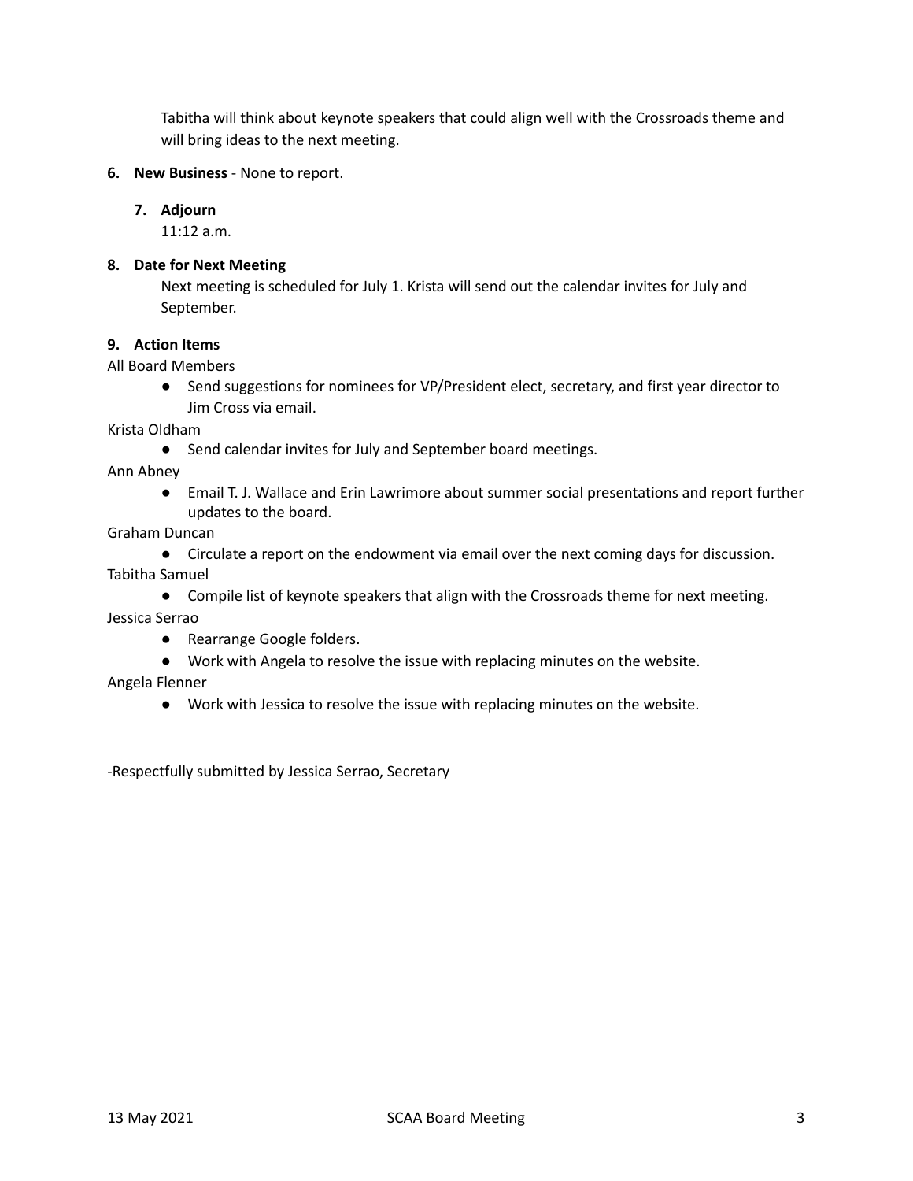Tabitha will think about keynote speakers that could align well with the Crossroads theme and will bring ideas to the next meeting.

6. **New Business** - None to report.

7. **Adjourn**

   11:12 a.m.

8. **Date for Next Meeting**

   Next meeting is scheduled for July 1. Krista will send out the calendar invites for July and September.

9. **Action Items**

All Board Members

- Send suggestions for nominees for VP/President elect, secretary, and first year director to Jim Cross via email.

Krista Oldham

- Send calendar invites for July and September board meetings.

Ann Abney

- Email T. J. Wallace and Erin Lawrimore about summer social presentations and report further updates to the board.

Graham Duncan

- Circulate a report on the endowment via email over the next coming days for discussion.

Tabitha Samuel

- Compile list of keynote speakers that align with the Crossroads theme for next meeting.

Jessica Serrao

- Rearrange Google folders.
- Work with Angela to resolve the issue with replacing minutes on the website.

Angela Flenner

- Work with Jessica to resolve the issue with replacing minutes on the website.

-Respectfully submitted by Jessica Serrao, Secretary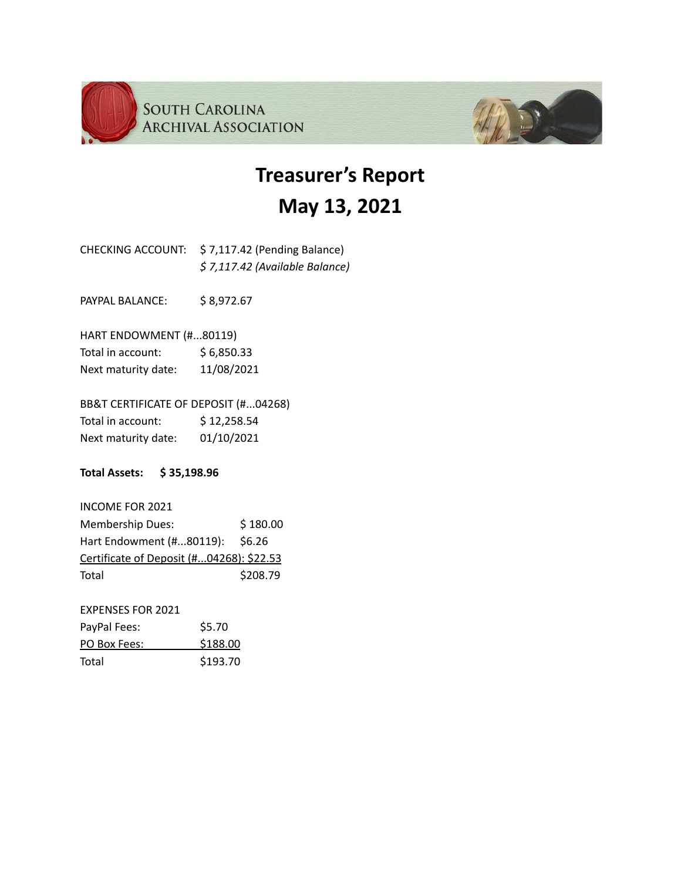SOUTH CAROLINA ARCHIVAL ASSOCIATION

# Treasurer's Report
# May 13, 2021

CHECKING ACCOUNT: $ 7,117.42 (Pending Balance)
*$ 7,117.42 (Available Balance)*

PAYPAL BALANCE: $ 8,972.67

HART ENDOWMENT (#...80119)
Total in account: $ 6,850.33
Next maturity date: 11/08/2021

BB&T CERTIFICATE OF DEPOSIT (#...04268)
Total in account: $ 12,258.54
Next maturity date: 01/10/2021

**Total Assets: $ 35,198.96**

INCOME FOR 2021

| | |
|---|---|
| Membership Dues: | $ 180.00 |
| Hart Endowment (#...80119): | $6.26 |
| Certificate of Deposit (#...04268): | $22.53 |
| Total | $208.79 |

EXPENSES FOR 2021

| | |
|---|---|
| PayPal Fees: | $5.70 |
| PO Box Fees: | $188.00 |
| Total | $193.70 |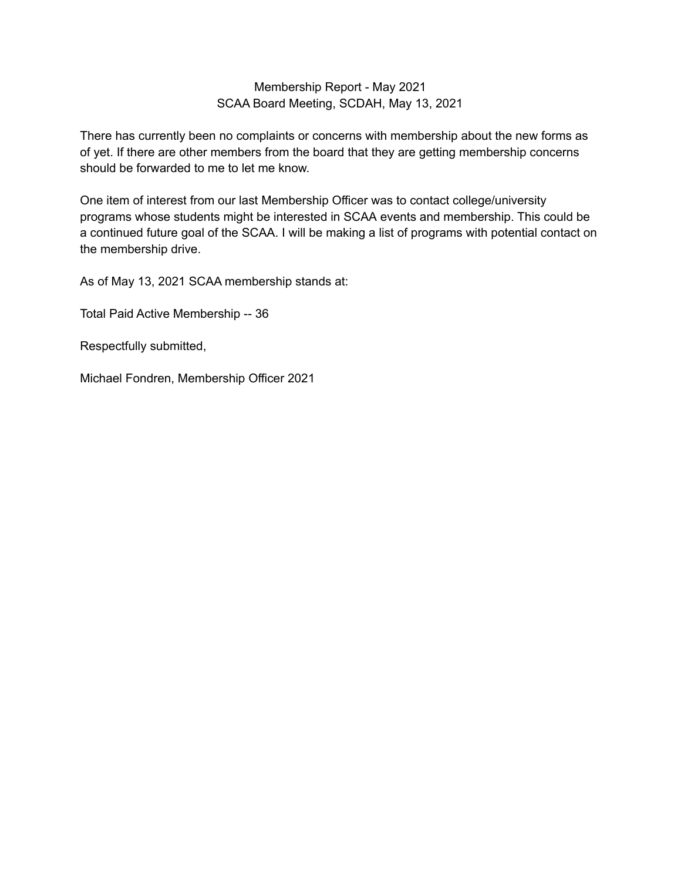# Membership Report - May 2021
## SCAA Board Meeting, SCDAH, May 13, 2021

There has currently been no complaints or concerns with membership about the new forms as of yet. If there are other members from the board that they are getting membership concerns should be forwarded to me to let me know.

One item of interest from our last Membership Officer was to contact college/university programs whose students might be interested in SCAA events and membership. This could be a continued future goal of the SCAA. I will be making a list of programs with potential contact on the membership drive.

As of May 13, 2021 SCAA membership stands at:

Total Paid Active Membership -- 36

Respectfully submitted,

Michael Fondren, Membership Officer 2021